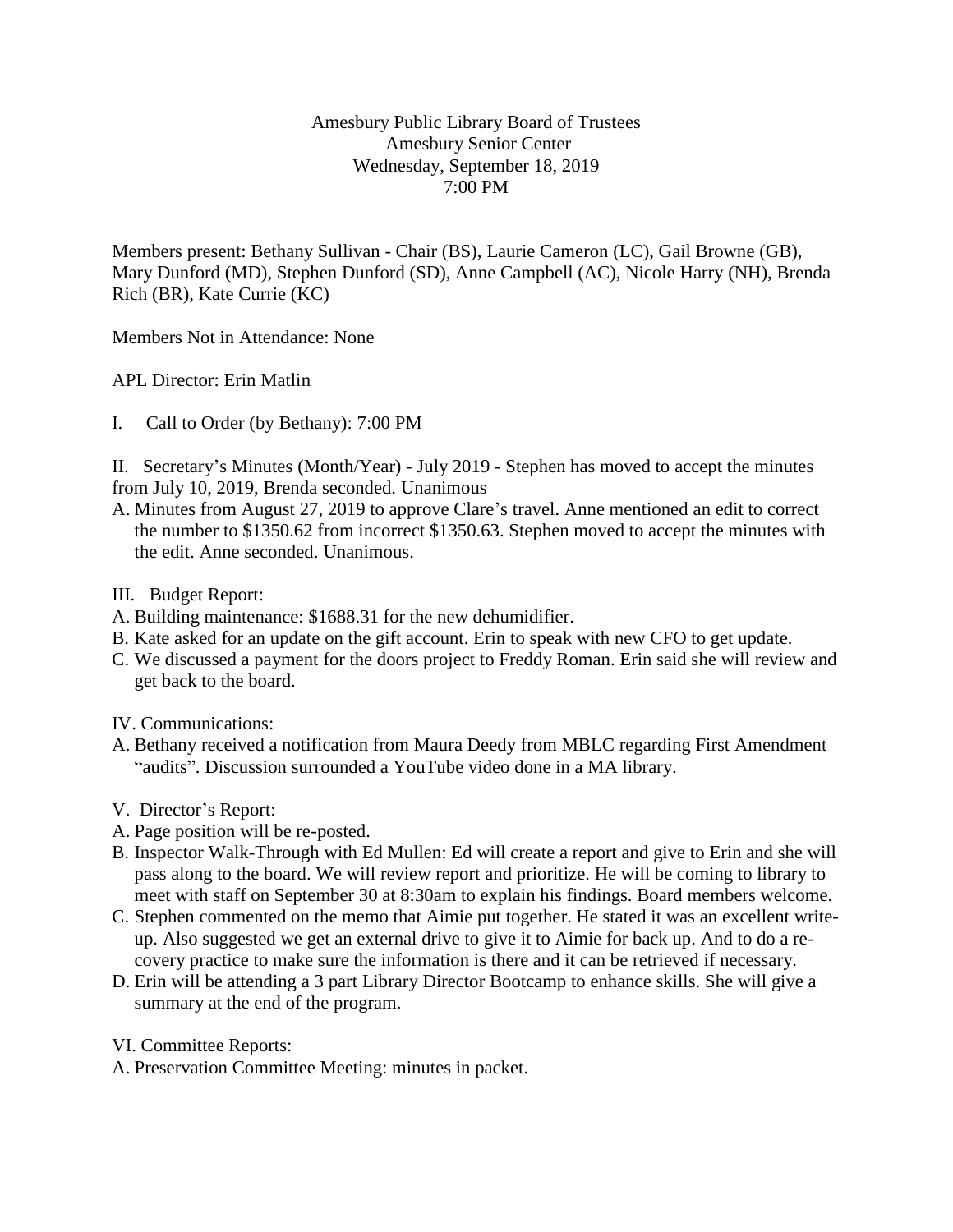<u>Amesbury Public Library Board of Trustees</u>
Amesbury Senior Center
Wednesday, September 18, 2019
7:00 PM

Members present: Bethany Sullivan - Chair (BS), Laurie Cameron (LC), Gail Browne (GB), Mary Dunford (MD), Stephen Dunford (SD), Anne Campbell (AC), Nicole Harry (NH), Brenda Rich (BR), Kate Currie (KC)

Members Not in Attendance: None

APL Director: Erin Matlin

I. Call to Order (by Bethany): 7:00 PM

II. Secretary's Minutes (Month/Year) - July 2019 - Stephen has moved to accept the minutes from July 10, 2019, Brenda seconded. Unanimous

A. Minutes from August 27, 2019 to approve Clare's travel. Anne mentioned an edit to correct the number to $1350.62 from incorrect $1350.63. Stephen moved to accept the minutes with the edit. Anne seconded. Unanimous.

III. Budget Report:

A. Building maintenance: $1688.31 for the new dehumidifier.
B. Kate asked for an update on the gift account. Erin to speak with new CFO to get update.
C. We discussed a payment for the doors project to Freddy Roman. Erin said she will review and get back to the board.

IV. Communications:

A. Bethany received a notification from Maura Deedy from MBLC regarding First Amendment "audits". Discussion surrounded a YouTube video done in a MA library.

V. Director's Report:

A. Page position will be re-posted.
B. Inspector Walk-Through with Ed Mullen: Ed will create a report and give to Erin and she will pass along to the board. We will review report and prioritize. He will be coming to library to meet with staff on September 30 at 8:30am to explain his findings. Board members welcome.
C. Stephen commented on the memo that Aimie put together. He stated it was an excellent write-up. Also suggested we get an external drive to give it to Aimie for back up. And to do a re-covery practice to make sure the information is there and it can be retrieved if necessary.
D. Erin will be attending a 3 part Library Director Bootcamp to enhance skills. She will give a summary at the end of the program.

VI. Committee Reports:

A. Preservation Committee Meeting: minutes in packet.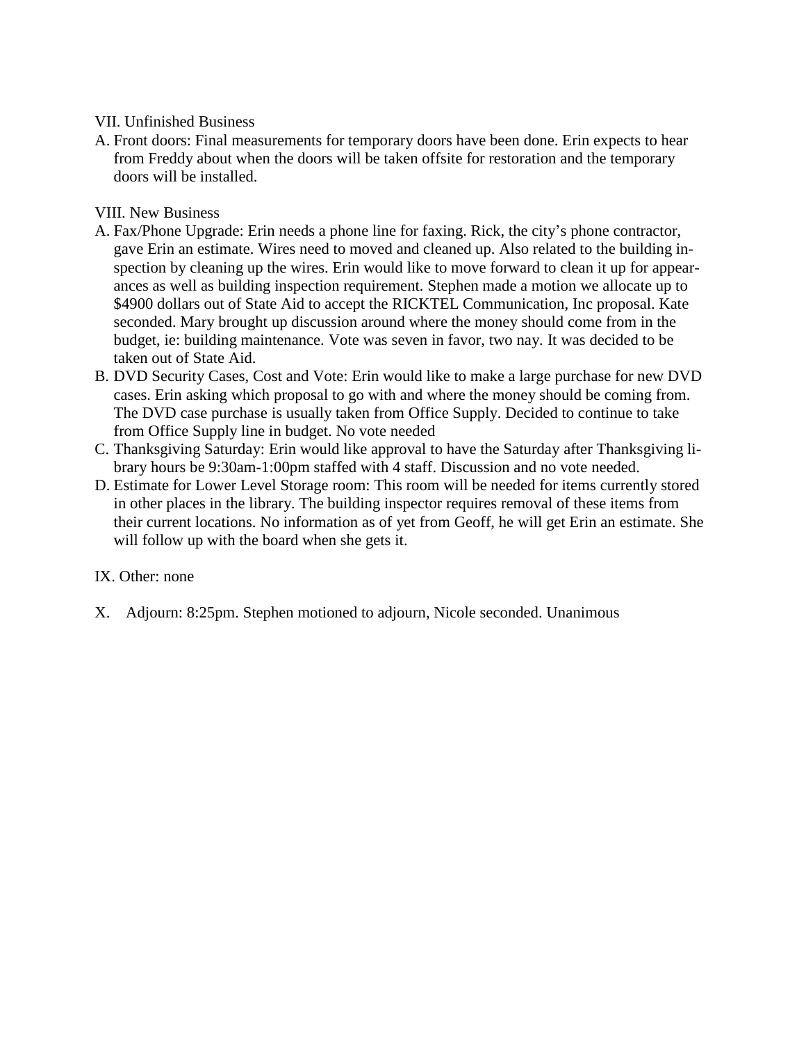VII. Unfinished Business

A. Front doors: Final measurements for temporary doors have been done. Erin expects to hear from Freddy about when the doors will be taken offsite for restoration and the temporary doors will be installed.

VIII. New Business

A. Fax/Phone Upgrade: Erin needs a phone line for faxing. Rick, the city's phone contractor, gave Erin an estimate. Wires need to moved and cleaned up. Also related to the building inspection by cleaning up the wires. Erin would like to move forward to clean it up for appearances as well as building inspection requirement. Stephen made a motion we allocate up to $4900 dollars out of State Aid to accept the RICKTEL Communication, Inc proposal. Kate seconded. Mary brought up discussion around where the money should come from in the budget, ie: building maintenance. Vote was seven in favor, two nay. It was decided to be taken out of State Aid.

B. DVD Security Cases, Cost and Vote: Erin would like to make a large purchase for new DVD cases. Erin asking which proposal to go with and where the money should be coming from. The DVD case purchase is usually taken from Office Supply. Decided to continue to take from Office Supply line in budget. No vote needed

C. Thanksgiving Saturday: Erin would like approval to have the Saturday after Thanksgiving library hours be 9:30am-1:00pm staffed with 4 staff. Discussion and no vote needed.

D. Estimate for Lower Level Storage room: This room will be needed for items currently stored in other places in the library. The building inspector requires removal of these items from their current locations. No information as of yet from Geoff, he will get Erin an estimate. She will follow up with the board when she gets it.

IX. Other: none

X. Adjourn: 8:25pm. Stephen motioned to adjourn, Nicole seconded. Unanimous